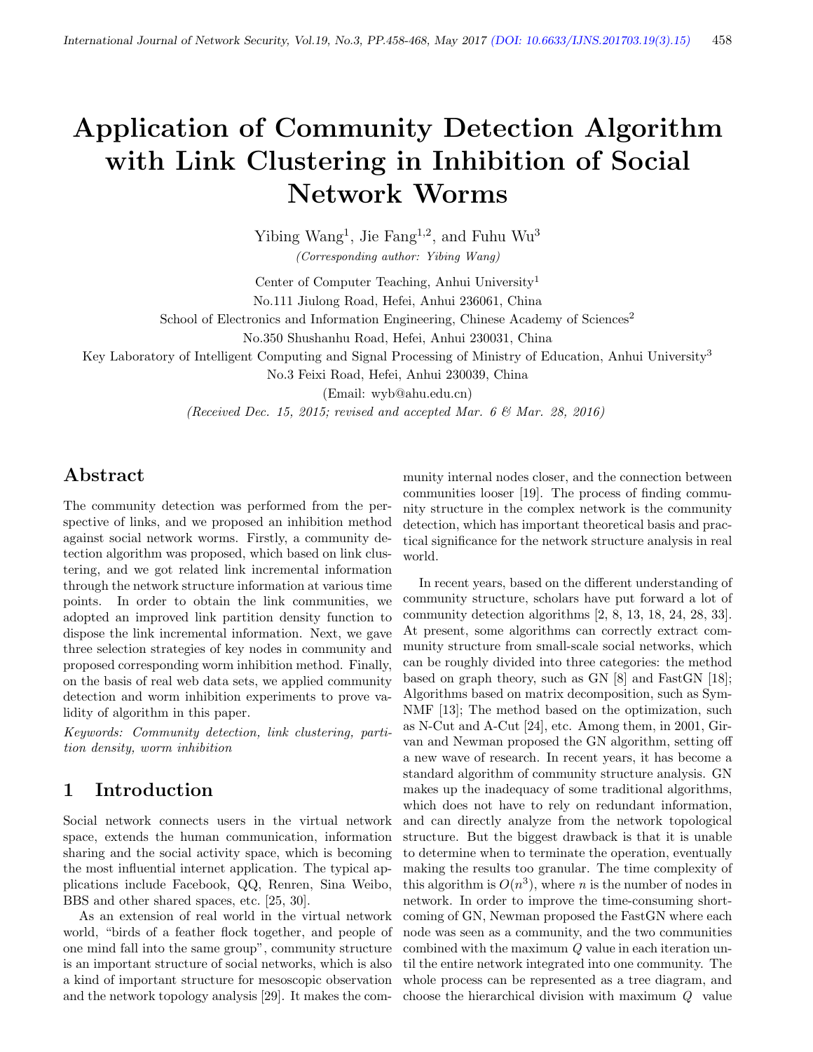# Application of Community Detection Algorithm with Link Clustering in Inhibition of Social Network Worms

Yibing Wang[1], Jie Fang[1,2], and Fuhu Wu[3]

*(Corresponding author: Yibing Wang)*

Center of Computer Teaching, Anhui University[1]

No.111 Jiulong Road, Hefei, Anhui 236061, China

School of Electronics and Information Engineering, Chinese Academy of Sciences[2]

No.350 Shushanhu Road, Hefei, Anhui 230031, China

Key Laboratory of Intelligent Computing and Signal Processing of Ministry of Education, Anhui University[3]

No.3 Feixi Road, Hefei, Anhui 230039, China

(Email: wyb@ahu.edu.cn)

*(Received Dec. 15, 2015; revised and accepted Mar. 6 & Mar. 28, 2016)*

## Abstract

The community detection was performed from the perspective of links, and we proposed an inhibition method against social network worms. Firstly, a community detection algorithm was proposed, which based on link clustering, and we got related link incremental information through the network structure information at various time points. In order to obtain the link communities, we adopted an improved link partition density function to dispose the link incremental information. Next, we gave three selection strategies of key nodes in community and proposed corresponding worm inhibition method. Finally, on the basis of real web data sets, we applied community detection and worm inhibition experiments to prove validity of algorithm in this paper.

*Keywords: Community detection, link clustering, partition density, worm inhibition*

## 1 Introduction

Social network connects users in the virtual network space, extends the human communication, information sharing and the social activity space, which is becoming the most influential internet application. The typical applications include Facebook, QQ, Renren, Sina Weibo, BBS and other shared spaces, etc. [25, 30].

As an extension of real world in the virtual network world, "birds of a feather flock together, and people of one mind fall into the same group", community structure is an important structure of social networks, which is also a kind of important structure for mesoscopic observation and the network topology analysis [29]. It makes the community internal nodes closer, and the connection between communities looser [19]. The process of finding community structure in the complex network is the community detection, which has important theoretical basis and practical significance for the network structure analysis in real world.

In recent years, based on the different understanding of community structure, scholars have put forward a lot of community detection algorithms [2, 8, 13, 18, 24, 28, 33]. At present, some algorithms can correctly extract community structure from small-scale social networks, which can be roughly divided into three categories: the method based on graph theory, such as GN [8] and FastGN [18]; Algorithms based on matrix decomposition, such as SymNMF [13]; The method based on the optimization, such as N-Cut and A-Cut [24], etc. Among them, in 2001, Girvan and Newman proposed the GN algorithm, setting off a new wave of research. In recent years, it has become a standard algorithm of community structure analysis. GN makes up the inadequacy of some traditional algorithms, which does not have to rely on redundant information, and can directly analyze from the network topological structure. But the biggest drawback is that it is unable to determine when to terminate the operation, eventually making the results too granular. The time complexity of this algorithm is $O(n^3)$, where $n$ is the number of nodes in network. In order to improve the time-consuming shortcoming of GN, Newman proposed the FastGN where each node was seen as a community, and the two communities combined with the maximum $Q$ value in each iteration until the entire network integrated into one community. The whole process can be represented as a tree diagram, and choose the hierarchical division with maximum $Q$ value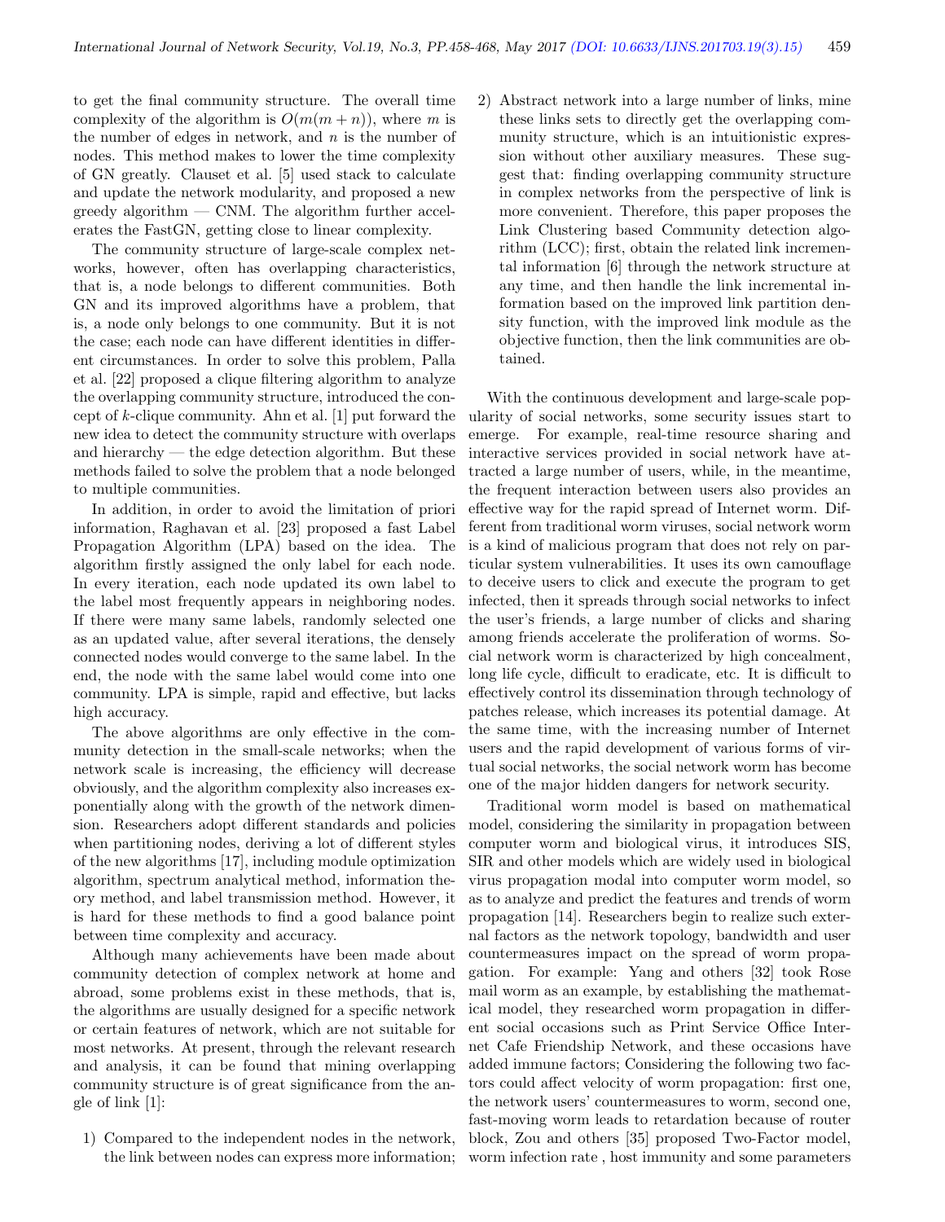to get the final community structure. The overall time complexity of the algorithm is $O(m(m+n))$, where $m$ is the number of edges in network, and $n$ is the number of nodes. This method makes to lower the time complexity of GN greatly. Clauset et al. [5] used stack to calculate and update the network modularity, and proposed a new greedy algorithm — CNM. The algorithm further accelerates the FastGN, getting close to linear complexity.

The community structure of large-scale complex networks, however, often has overlapping characteristics, that is, a node belongs to different communities. Both GN and its improved algorithms have a problem, that is, a node only belongs to one community. But it is not the case; each node can have different identities in different circumstances. In order to solve this problem, Palla et al. [22] proposed a clique filtering algorithm to analyze the overlapping community structure, introduced the concept of $k$-clique community. Ahn et al. [1] put forward the new idea to detect the community structure with overlaps and hierarchy — the edge detection algorithm. But these methods failed to solve the problem that a node belonged to multiple communities.

In addition, in order to avoid the limitation of priori information, Raghavan et al. [23] proposed a fast Label Propagation Algorithm (LPA) based on the idea. The algorithm firstly assigned the only label for each node. In every iteration, each node updated its own label to the label most frequently appears in neighboring nodes. If there were many same labels, randomly selected one as an updated value, after several iterations, the densely connected nodes would converge to the same label. In the end, the node with the same label would come into one community. LPA is simple, rapid and effective, but lacks high accuracy.

The above algorithms are only effective in the community detection in the small-scale networks; when the network scale is increasing, the efficiency will decrease obviously, and the algorithm complexity also increases exponentially along with the growth of the network dimension. Researchers adopt different standards and policies when partitioning nodes, deriving a lot of different styles of the new algorithms [17], including module optimization algorithm, spectrum analytical method, information theory method, and label transmission method. However, it is hard for these methods to find a good balance point between time complexity and accuracy.

Although many achievements have been made about community detection of complex network at home and abroad, some problems exist in these methods, that is, the algorithms are usually designed for a specific network or certain features of network, which are not suitable for most networks. At present, through the relevant research and analysis, it can be found that mining overlapping community structure is of great significance from the angle of link [1]:

1) Compared to the independent nodes in the network, the link between nodes can express more information;
2) Abstract network into a large number of links, mine these links sets to directly get the overlapping community structure, which is an intuitionistic expression without other auxiliary measures. These suggest that: finding overlapping community structure in complex networks from the perspective of link is more convenient. Therefore, this paper proposes the Link Clustering based Community detection algorithm (LCC); first, obtain the related link incremental information [6] through the network structure at any time, and then handle the link incremental information based on the improved link partition density function, with the improved link module as the objective function, then the link communities are obtained.

With the continuous development and large-scale popularity of social networks, some security issues start to emerge. For example, real-time resource sharing and interactive services provided in social network have attracted a large number of users, while, in the meantime, the frequent interaction between users also provides an effective way for the rapid spread of Internet worm. Different from traditional worm viruses, social network worm is a kind of malicious program that does not rely on particular system vulnerabilities. It uses its own camouflage to deceive users to click and execute the program to get infected, then it spreads through social networks to infect the user's friends, a large number of clicks and sharing among friends accelerate the proliferation of worms. Social network worm is characterized by high concealment, long life cycle, difficult to eradicate, etc. It is difficult to effectively control its dissemination through technology of patches release, which increases its potential damage. At the same time, with the increasing number of Internet users and the rapid development of various forms of virtual social networks, the social network worm has become one of the major hidden dangers for network security.

Traditional worm model is based on mathematical model, considering the similarity in propagation between computer worm and biological virus, it introduces SIS, SIR and other models which are widely used in biological virus propagation modal into computer worm model, so as to analyze and predict the features and trends of worm propagation [14]. Researchers begin to realize such external factors as the network topology, bandwidth and user countermeasures impact on the spread of worm propagation. For example: Yang and others [32] took Rose mail worm as an example, by establishing the mathematical model, they researched worm propagation in different social occasions such as Print Service Office Internet Cafe Friendship Network, and these occasions have added immune factors; Considering the following two factors could affect velocity of worm propagation: first one, the network users' countermeasures to worm, second one, fast-moving worm leads to retardation because of router block, Zou and others [35] proposed Two-Factor model, worm infection rate , host immunity and some parameters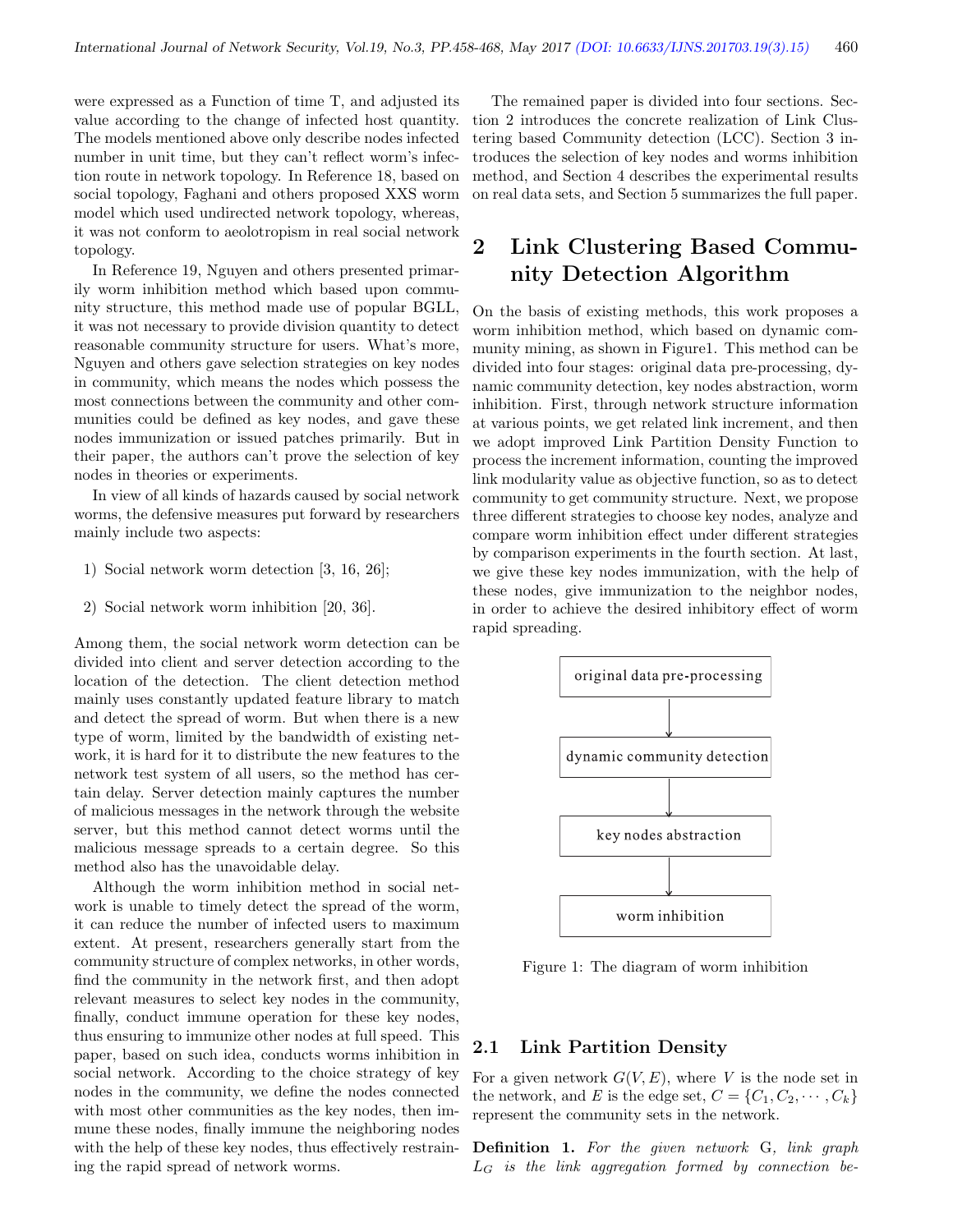were expressed as a Function of time T, and adjusted its value according to the change of infected host quantity. The models mentioned above only describe nodes infected number in unit time, but they can't reflect worm's infection route in network topology. In Reference 18, based on social topology, Faghani and others proposed XXS worm model which used undirected network topology, whereas, it was not conform to aeolotropism in real social network topology.

In Reference 19, Nguyen and others presented primarily worm inhibition method which based upon community structure, this method made use of popular BGLL, it was not necessary to provide division quantity to detect reasonable community structure for users. What's more, Nguyen and others gave selection strategies on key nodes in community, which means the nodes which possess the most connections between the community and other communities could be defined as key nodes, and gave these nodes immunization or issued patches primarily. But in their paper, the authors can't prove the selection of key nodes in theories or experiments.

In view of all kinds of hazards caused by social network worms, the defensive measures put forward by researchers mainly include two aspects:

1) Social network worm detection [3, 16, 26];

2) Social network worm inhibition [20, 36].

Among them, the social network worm detection can be divided into client and server detection according to the location of the detection. The client detection method mainly uses constantly updated feature library to match and detect the spread of worm. But when there is a new type of worm, limited by the bandwidth of existing network, it is hard for it to distribute the new features to the network test system of all users, so the method has certain delay. Server detection mainly captures the number of malicious messages in the network through the website server, but this method cannot detect worms until the malicious message spreads to a certain degree. So this method also has the unavoidable delay.

Although the worm inhibition method in social network is unable to timely detect the spread of the worm, it can reduce the number of infected users to maximum extent. At present, researchers generally start from the community structure of complex networks, in other words, find the community in the network first, and then adopt relevant measures to select key nodes in the community, finally, conduct immune operation for these key nodes, thus ensuring to immunize other nodes at full speed. This paper, based on such idea, conducts worms inhibition in social network. According to the choice strategy of key nodes in the community, we define the nodes connected with most other communities as the key nodes, then immune these nodes, finally immune the neighboring nodes with the help of these key nodes, thus effectively restraining the rapid spread of network worms.

The remained paper is divided into four sections. Section 2 introduces the concrete realization of Link Clustering based Community detection (LCC). Section 3 introduces the selection of key nodes and worms inhibition method, and Section 4 describes the experimental results on real data sets, and Section 5 summarizes the full paper.

# 2 Link Clustering Based Community Detection Algorithm

On the basis of existing methods, this work proposes a worm inhibition method, which based on dynamic community mining, as shown in Figure1. This method can be divided into four stages: original data pre-processing, dynamic community detection, key nodes abstraction, worm inhibition. First, through network structure information at various points, we get related link increment, and then we adopt improved Link Partition Density Function to process the increment information, counting the improved link modularity value as objective function, so as to detect community to get community structure. Next, we propose three different strategies to choose key nodes, analyze and compare worm inhibition effect under different strategies by comparison experiments in the fourth section. At last, we give these key nodes immunization, with the help of these nodes, give immunization to the neighbor nodes, in order to achieve the desired inhibitory effect of worm rapid spreading.

original data pre-processing → dynamic community detection → key nodes abstraction → worm inhibition

Figure 1: The diagram of worm inhibition

## 2.1 Link Partition Density

For a given network $G(V, E)$, where $V$ is the node set in the network, and $E$ is the edge set, $C = \{C_1, C_2, \cdots, C_k\}$ represent the community sets in the network.

**Definition 1.** *For the given network* G*, link graph* $L_G$ *is the link aggregation formed by connection be-*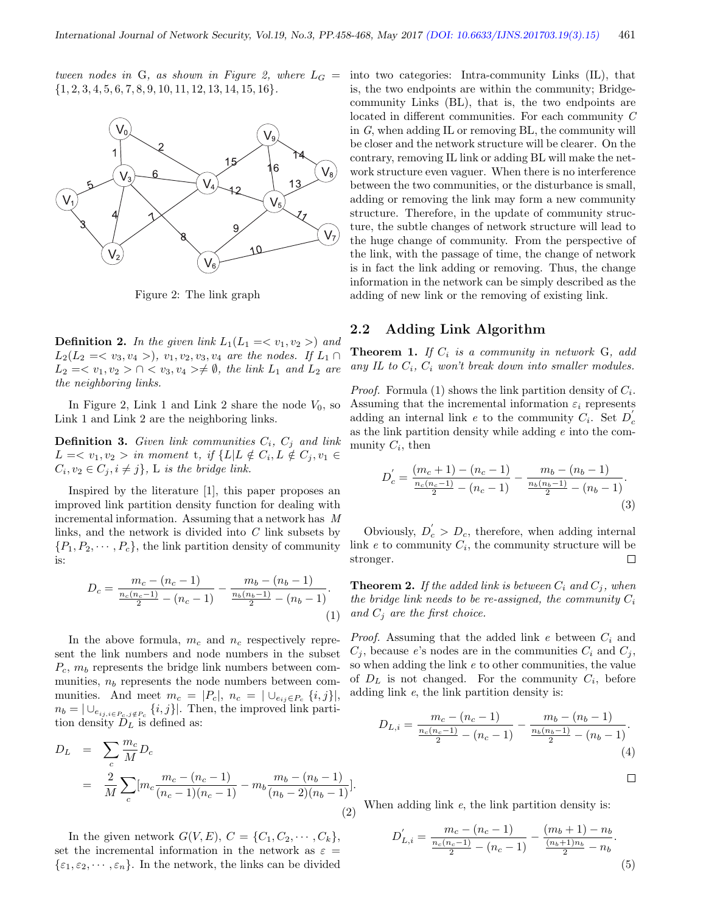*tween nodes in* G*, as shown in Figure 2, where* $L_G = \{1, 2, 3, 4, 5, 6, 7, 8, 9, 10, 11, 12, 13, 14, 15, 16\}$.

Figure 2: The link graph

**Definition 2.** *In the given link* $L_1 (L_1 =< v_1, v_2 >)$ *and* $L_2 (L_2 =< v_3, v_4 >)$, $v_1, v_2, v_3, v_4$ *are the nodes. If* $L_1 \cap L_2 =< v_1, v_2 > \cap < v_3, v_4 > \neq \emptyset$, *the link* $L_1$ *and* $L_2$ *are the neighboring links.*

In Figure 2, Link 1 and Link 2 share the node $V_0$, so Link 1 and Link 2 are the neighboring links.

**Definition 3.** *Given link communities* $C_i$, $C_j$ *and link* $L =< v_1, v_2 >$ *in moment* t*, if* $\{L | L \notin C_i, L \notin C_j, v_1 \in C_i, v_2 \in C_j, i \neq j\}$, L *is the bridge link.*

Inspired by the literature [1], this paper proposes an improved link partition density function for dealing with incremental information. Assuming that a network has $M$ links, and the network is divided into $C$ link subsets by $\{P_1, P_2, \cdots, P_c\}$, the link partition density of community is:

$$D_c = \frac{m_c - (n_c - 1)}{\frac{n_c(n_c-1)}{2} - (n_c - 1)} - \frac{m_b - (n_b - 1)}{\frac{n_b(n_b-1)}{2} - (n_b - 1)}. \tag{1}$$

In the above formula, $m_c$ and $n_c$ respectively represent the link numbers and node numbers in the subset $P_c$, $m_b$ represents the bridge link numbers between communities, $n_b$ represents the node numbers between communities. And meet $m_c = |P_c|$, $n_c = |\cup_{e_{ij} \in P_c} \{i, j\}|$, $n_b = |\cup_{e_{ij}, i \in P_c, j \notin P_c} \{i, j\}|$. Then, the improved link partition density $D_L$ is defined as:

$$\begin{aligned} D_L &= \sum_c \frac{m_c}{M} D_c \\ &= \frac{2}{M} \sum_c [m_c \frac{m_c - (n_c - 1)}{(n_c - 1)(n_c - 1)} - m_b \frac{m_b - (n_b - 1)}{(n_b - 2)(n_b - 1)}]. \end{aligned} \tag{2}$$

In the given network $G(V, E)$, $C = \{C_1, C_2, \cdots, C_k\}$, set the incremental information in the network as $\varepsilon = \{\varepsilon_1, \varepsilon_2, \cdots, \varepsilon_n\}$. In the network, the links can be divided into two categories: Intra-community Links (IL), that is, the two endpoints are within the community; Bridge-community Links (BL), that is, the two endpoints are located in different communities. For each community $C$ in $G$, when adding IL or removing BL, the community will be closer and the network structure will be clearer. On the contrary, removing IL link or adding BL will make the network structure even vaguer. When there is no interference between the two communities, or the disturbance is small, adding or removing the link may form a new community structure. Therefore, in the update of community structure, the subtle changes of network structure will lead to the huge change of community. From the perspective of the link, with the passage of time, the change of network is in fact the link adding or removing. Thus, the change information in the network can be simply described as the adding of new link or the removing of existing link.

## 2.2 Adding Link Algorithm

**Theorem 1.** *If* $C_i$ *is a community in network* G*, add any IL to* $C_i$, $C_i$ *won't break down into smaller modules.*

*Proof.* Formula (1) shows the link partition density of $C_i$. Assuming that the incremental information $\varepsilon_i$ represents adding an internal link $e$ to the community $C_i$. Set $D_c^{'}$ as the link partition density while adding $e$ into the community $C_i$, then

$$D_c^{'} = \frac{(m_c + 1) - (n_c - 1)}{\frac{n_c(n_c-1)}{2} - (n_c - 1)} - \frac{m_b - (n_b - 1)}{\frac{n_b(n_b-1)}{2} - (n_b - 1)}. \tag{3}$$

Obviously, $D_c^{'} > D_c$, therefore, when adding internal link $e$ to community $C_i$, the community structure will be stronger. □

**Theorem 2.** *If the added link is between* $C_i$ *and* $C_j$*, when the bridge link needs to be re-assigned, the community* $C_i$ *and* $C_j$ *are the first choice.*

*Proof.* Assuming that the added link $e$ between $C_i$ and $C_j$, because $e$'s nodes are in the communities $C_i$ and $C_j$, so when adding the link $e$ to other communities, the value of $D_L$ is not changed. For the community $C_i$, before adding link $e$, the link partition density is:

$$D_{L,i} = \frac{m_c - (n_c - 1)}{\frac{n_c(n_c-1)}{2} - (n_c - 1)} - \frac{m_b - (n_b - 1)}{\frac{n_b(n_b-1)}{2} - (n_b - 1)}. \tag{4}$$

□

When adding link $e$, the link partition density is:

$$D_{L,i}^{'} = \frac{m_c - (n_c - 1)}{\frac{n_c(n_c-1)}{2} - (n_c - 1)} - \frac{(m_b + 1) - n_b}{\frac{(n_b+1)n_b}{2} - n_b}. \tag{5}$$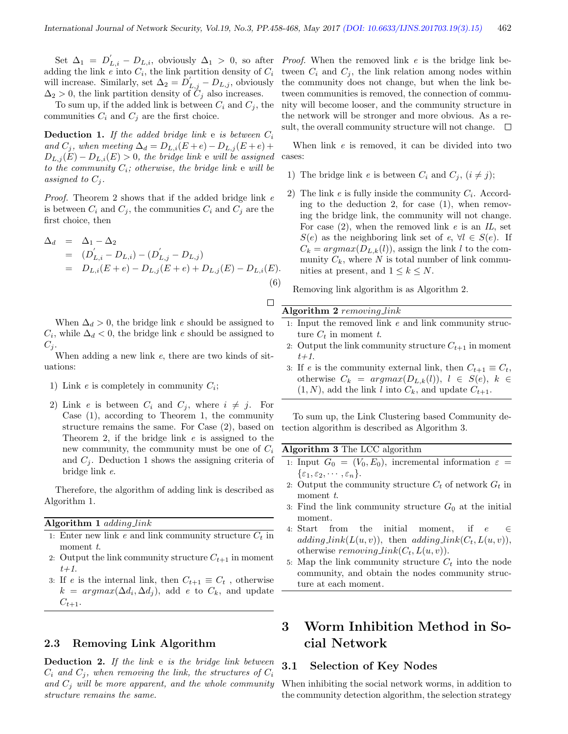Set $\Delta_1 = D^{'}_{L,i} - D_{L,i}$, obviously $\Delta_1 > 0$, so after adding the link $e$ into $C_i$, the link partition density of $C_i$ will increase. Similarly, set $\Delta_2 = D^{'}_{L,j} - D_{L,j}$, obviously $\Delta_2 > 0$, the link partition density of $C_j$ also increases.

To sum up, if the added link is between $C_i$ and $C_j$, the communities $C_i$ and $C_j$ are the first choice.

**Deduction 1.** *If the added bridge link* e *is between $C_i$ and $C_j$, when meeting $\Delta_d = D_{L,i}(E+e) - D_{L,j}(E+e) + D_{L,j}(E) - D_{L,i}(E) > 0$, the bridge link* e *will be assigned to the community $C_i$; otherwise, the bridge link* e *will be assigned to $C_j$.*

*Proof.* Theorem 2 shows that if the added bridge link $e$ is between $C_i$ and $C_j$, the communities $C_i$ and $C_j$ are the first choice, then

$$\begin{aligned}
\Delta_d &= \Delta_1 - \Delta_2 \\
&= (D^{'}_{L,i} - D_{L,i}) - (D^{'}_{L,j} - D_{L,j}) \\
&= D_{L,i}(E+e) - D_{L,j}(E+e) + D_{L,j}(E) - D_{L,i}(E).
\end{aligned} \quad (6)$$

□

When $\Delta_d > 0$, the bridge link $e$ should be assigned to $C_i$, while $\Delta_d < 0$, the bridge link $e$ should be assigned to $C_j$.

When adding a new link $e$, there are two kinds of situations:

1) Link $e$ is completely in community $C_i$;

2) Link $e$ is between $C_i$ and $C_j$, where $i \neq j$. For Case (1), according to Theorem 1, the community structure remains the same. For Case (2), based on Theorem 2, if the bridge link $e$ is assigned to the new community, the community must be one of $C_i$ and $C_j$. Deduction 1 shows the assigning criteria of bridge link $e$.

Therefore, the algorithm of adding link is described as Algorithm 1.

**Algorithm 1** *adding_link*

1: Enter new link $e$ and link community structure $C_t$ in moment $t$.
2: Output the link community structure $C_{t+1}$ in moment *t+1*.
3: If $e$ is the internal link, then $C_{t+1} \equiv C_t$ , otherwise $k = argmax(\Delta d_i, \Delta d_j)$, add $e$ to $C_k$, and update $C_{t+1}$.

### 2.3 Removing Link Algorithm

**Deduction 2.** *If the link* e *is the bridge link between $C_i$ and $C_j$, when removing the link, the structures of $C_i$ and $C_j$ will be more apparent, and the whole community structure remains the same.*

*Proof.* When the removed link $e$ is the bridge link between $C_i$ and $C_j$, the link relation among nodes within the community does not change, but when the link between communities is removed, the connection of community will become looser, and the community structure in the network will be stronger and more obvious. As a result, the overall community structure will not change. □

When link $e$ is removed, it can be divided into two cases:

1) The bridge link $e$ is between $C_i$ and $C_j$, $(i \neq j)$;

2) The link $e$ is fully inside the community $C_i$. According to the deduction 2, for case (1), when removing the bridge link, the community will not change. For case (2), when the removed link $e$ is an $IL$, set $S(e)$ as the neighboring link set of $e$, $\forall l \in S(e)$. If $C_k = argmax(D_{L,k}(l))$, assign the link $l$ to the community $C_k$, where $N$ is total number of link communities at present, and $1 \leq k \leq N$.

Removing link algorithm is as Algorithm 2.

**Algorithm 2** *removing_link*

1: Input the removed link $e$ and link community structure $C_t$ in moment $t$.
2: Output the link community structure $C_{t+1}$ in moment *t+1*.
3: If $e$ is the community external link, then $C_{t+1} \equiv C_t$, otherwise $C_k = argmax(D_{L,k}(l))$, $l \in S(e)$, $k \in (1, N)$, add the link $l$ into $C_k$, and update $C_{t+1}$.

To sum up, the Link Clustering based Community detection algorithm is described as Algorithm 3.

**Algorithm 3** The LCC algorithm

1: Input $G_0 = (V_0, E_0)$, incremental information $\varepsilon = \{\varepsilon_1, \varepsilon_2, \cdots, \varepsilon_n\}$.
2: Output the community structure $C_t$ of network $G_t$ in moment $t$.
3: Find the link community structure $G_0$ at the initial moment.
4: Start from the initial moment, if $e \in adding\_link(L(u,v))$, then $adding\_link(C_t, L(u,v))$, otherwise $removing\_link(C_t, L(u,v))$.
5: Map the link community structure $C_t$ into the node community, and obtain the nodes community structure at each moment.

## 3 Worm Inhibition Method in Social Network

### 3.1 Selection of Key Nodes

When inhibiting the social network worms, in addition to the community detection algorithm, the selection strategy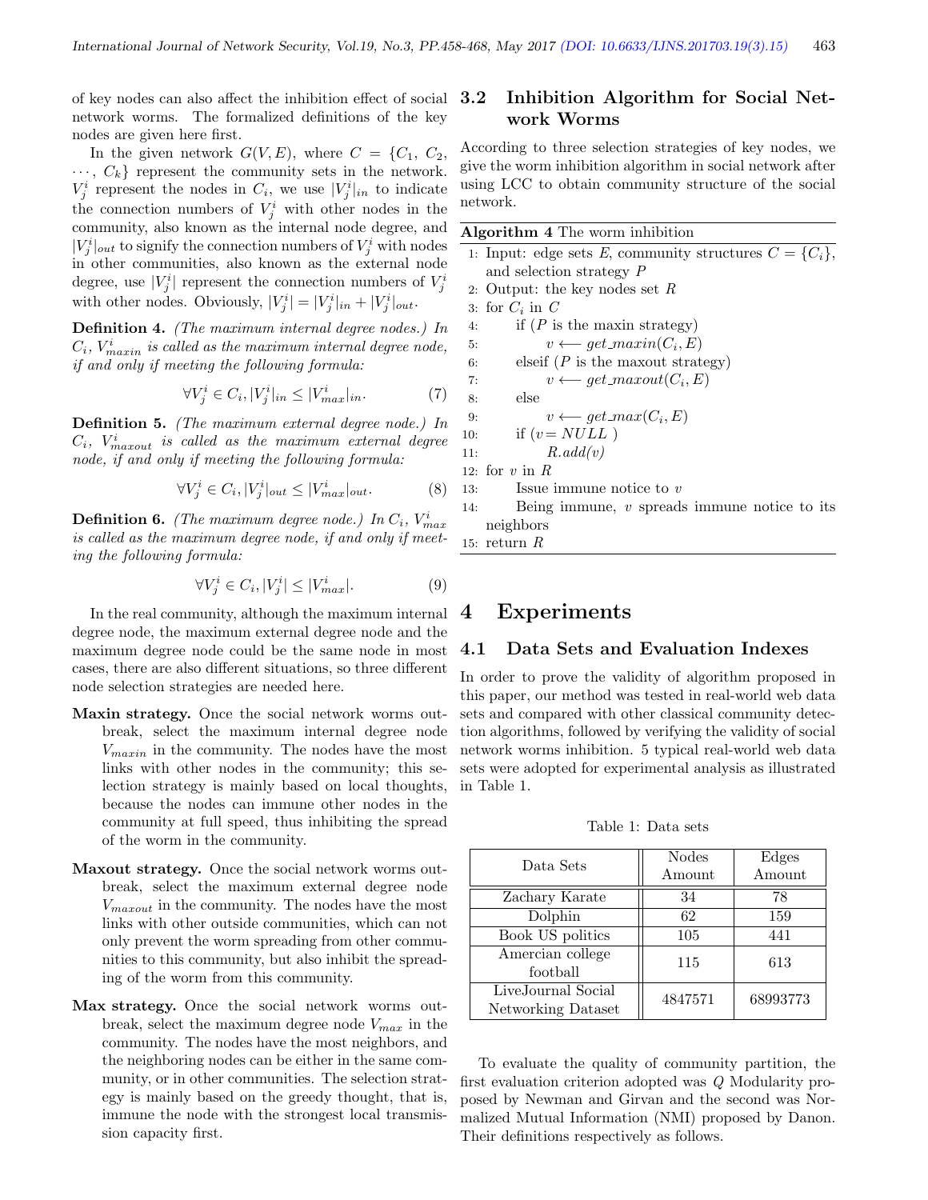of key nodes can also affect the inhibition effect of social network worms. The formalized definitions of the key nodes are given here first.

In the given network $G(V, E)$, where $C = \{C_1, C_2, \cdots, C_k\}$ represent the community sets in the network. $V_j^i$ represent the nodes in $C_i$, we use $|V_j^i|_{in}$ to indicate the connection numbers of $V_j^i$ with other nodes in the community, also known as the internal node degree, and $|V_j^i|_{out}$ to signify the connection numbers of $V_j^i$ with nodes in other communities, also known as the external node degree, use $|V_j^i|$ represent the connection numbers of $V_j^i$ with other nodes. Obviously, $|V_j^i| = |V_j^i|_{in} + |V_j^i|_{out}$.

**Definition 4.** *(The maximum internal degree nodes.) In $C_i$, $V_{maxin}^i$ is called as the maximum internal degree node, if and only if meeting the following formula:*

$$\forall V_j^i \in C_i, |V_j^i|_{in} \leq |V_{max}^i|_{in}. \tag{7}$$

**Definition 5.** *(The maximum external degree node.) In $C_i$, $V_{maxout}^i$ is called as the maximum external degree node, if and only if meeting the following formula:*

$$\forall V_j^i \in C_i, |V_j^i|_{out} \leq |V_{max}^i|_{out}. \tag{8}$$

**Definition 6.** *(The maximum degree node.) In $C_i$, $V_{max}^i$ is called as the maximum degree node, if and only if meeting the following formula:*

$$\forall V_j^i \in C_i, |V_j^i| \leq |V_{max}^i|. \tag{9}$$

In the real community, although the maximum internal degree node, the maximum external degree node and the maximum degree node could be the same node in most cases, there are also different situations, so three different node selection strategies are needed here.

- **Maxin strategy.** Once the social network worms outbreak, select the maximum internal degree node $V_{maxin}$ in the community. The nodes have the most links with other nodes in the community; this selection strategy is mainly based on local thoughts, because the nodes can immune other nodes in the community at full speed, thus inhibiting the spread of the worm in the community.
- **Maxout strategy.** Once the social network worms outbreak, select the maximum external degree node $V_{maxout}$ in the community. The nodes have the most links with other outside communities, which can not only prevent the worm spreading from other communities to this community, but also inhibit the spreading of the worm from this community.
- **Max strategy.** Once the social network worms outbreak, select the maximum degree node $V_{max}$ in the community. The nodes have the most neighbors, and the neighboring nodes can be either in the same community, or in other communities. The selection strategy is mainly based on the greedy thought, that is, immune the node with the strongest local transmission capacity first.

### 3.2 Inhibition Algorithm for Social Network Worms

According to three selection strategies of key nodes, we give the worm inhibition algorithm in social network after using LCC to obtain community structure of the social network.

**Algorithm 4** The worm inhibition

```
1: Input: edge sets E, community structures C = {C_i}, and selection strategy P
2: Output: the key nodes set R
3: for C_i in C
4:     if (P is the maxin strategy)
5:         v ⟵ get_maxin(C_i, E)
6:     elseif (P is the maxout strategy)
7:         v ⟵ get_maxout(C_i, E)
8:     else
9:         v ⟵ get_max(C_i, E)
10:    if (v= NULL )
11:        R.add(v)
12: for v in R
13:    Issue immune notice to v
14:    Being immune, v spreads immune notice to its neighbors
15: return R
```

## 4 Experiments

### 4.1 Data Sets and Evaluation Indexes

In order to prove the validity of algorithm proposed in this paper, our method was tested in real-world web data sets and compared with other classical community detection algorithms, followed by verifying the validity of social network worms inhibition. 5 typical real-world web data sets were adopted for experimental analysis as illustrated in Table 1.

Table 1: Data sets

| Data Sets | Nodes Amount | Edges Amount |
|---|---|---|
| Zachary Karate | 34 | 78 |
| Dolphin | 62 | 159 |
| Book US politics | 105 | 441 |
| Amercian college football | 115 | 613 |
| LiveJournal Social Networking Dataset | 4847571 | 68993773 |

To evaluate the quality of community partition, the first evaluation criterion adopted was $Q$ Modularity proposed by Newman and Girvan and the second was Normalized Mutual Information (NMI) proposed by Danon. Their definitions respectively as follows.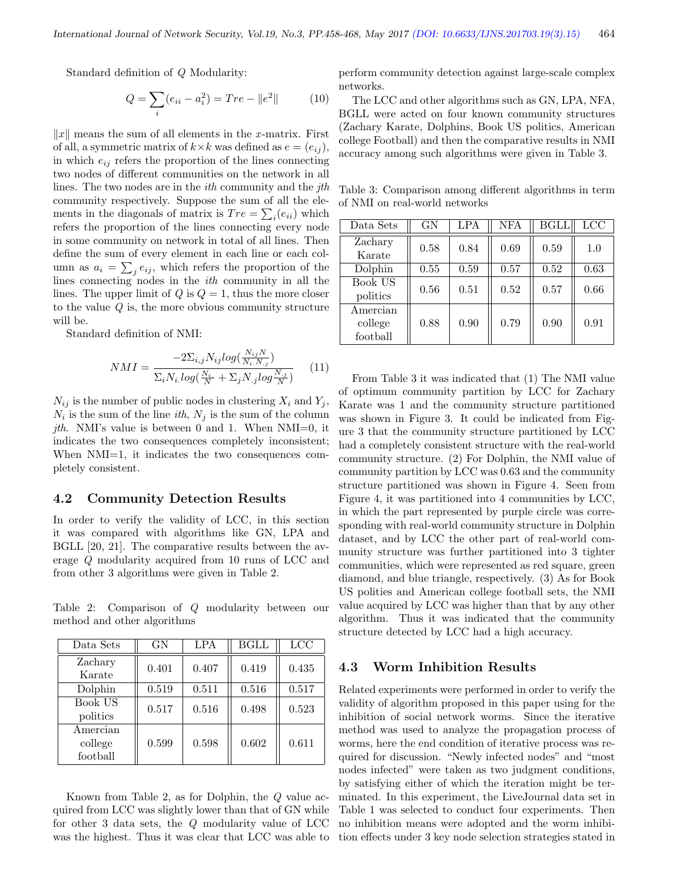Standard definition of $Q$ Modularity:

$$Q = \sum_i (e_{ii} - a_i^2) = Tre - \|e^2\| \tag{10}$$

$\|x\|$ means the sum of all elements in the $x$-matrix. First of all, a symmetric matrix of $k \times k$ was defined as $e = (e_{ij})$, in which $e_{ij}$ refers the proportion of the lines connecting two nodes of different communities on the network in all lines. The two nodes are in the $ith$ community and the $jth$ community respectively. Suppose the sum of all the elements in the diagonals of matrix is $Tre = \sum_i (e_{ii})$ which refers the proportion of the lines connecting every node in some community on network in total of all lines. Then define the sum of every element in each line or each column as $a_i = \sum_j e_{ij}$, which refers the proportion of the lines connecting nodes in the $ith$ community in all the lines. The upper limit of $Q$ is $Q = 1$, thus the more closer to the value $Q$ is, the more obvious community structure will be.

Standard definition of NMI:

$$NMI = \frac{-2\Sigma_{i,j} N_{ij} log(\frac{N_{ij} N}{N_{i.} N_{.j}})}{\Sigma_i N_{i.} log(\frac{N_{i.}}{N} + \Sigma_j N_{.j} log \frac{N_{.j}}{N})} \tag{11}$$

$N_{ij}$ is the number of public nodes in clustering $X_i$ and $Y_j$, $N_i$ is the sum of the line $ith$, $N_j$ is the sum of the column $jth$. NMI's value is between 0 and 1. When NMI=0, it indicates the two consequences completely inconsistent; When NMI=1, it indicates the two consequences completely consistent.

### 4.2 Community Detection Results

In order to verify the validity of LCC, in this section it was compared with algorithms like GN, LPA and BGLL [20, 21]. The comparative results between the average $Q$ modularity acquired from 10 runs of LCC and from other 3 algorithms were given in Table 2.

Table 2: Comparison of $Q$ modularity between our method and other algorithms

| Data Sets | GN | LPA | BGLL | LCC |
|---|---|---|---|---|
| Zachary Karate | 0.401 | 0.407 | 0.419 | 0.435 |
| Dolphin | 0.519 | 0.511 | 0.516 | 0.517 |
| Book US politics | 0.517 | 0.516 | 0.498 | 0.523 |
| American college football | 0.599 | 0.598 | 0.602 | 0.611 |

Known from Table 2, as for Dolphin, the $Q$ value acquired from LCC was slightly lower than that of GN while for other 3 data sets, the $Q$ modularity value of LCC was the highest. Thus it was clear that LCC was able to perform community detection against large-scale complex networks.

The LCC and other algorithms such as GN, LPA, NFA, BGLL were acted on four known community structures (Zachary Karate, Dolphins, Book US politics, American college Football) and then the comparative results in NMI accuracy among such algorithms were given in Table 3.

Table 3: Comparison among different algorithms in term of NMI on real-world networks

| Data Sets | GN | LPA | NFA | BGLL | LCC |
|---|---|---|---|---|---|
| Zachary Karate | 0.58 | 0.84 | 0.69 | 0.59 | 1.0 |
| Dolphin | 0.55 | 0.59 | 0.57 | 0.52 | 0.63 |
| Book US politics | 0.56 | 0.51 | 0.52 | 0.57 | 0.66 |
| Amercian college football | 0.88 | 0.90 | 0.79 | 0.90 | 0.91 |

From Table 3 it was indicated that (1) The NMI value of optimum community partition by LCC for Zachary Karate was 1 and the community structure partitioned was shown in Figure 3. It could be indicated from Figure 3 that the community structure partitioned by LCC had a completely consistent structure with the real-world community structure. (2) For Dolphin, the NMI value of community partition by LCC was 0.63 and the community structure partitioned was shown in Figure 4. Seen from Figure 4, it was partitioned into 4 communities by LCC, in which the part represented by purple circle was corresponding with real-world community structure in Dolphin dataset, and by LCC the other part of real-world community structure was further partitioned into 3 tighter communities, which were represented as red square, green diamond, and blue triangle, respectively. (3) As for Book US polities and American college football sets, the NMI value acquired by LCC was higher than that by any other algorithm. Thus it was indicated that the community structure detected by LCC had a high accuracy.

### 4.3 Worm Inhibition Results

Related experiments were performed in order to verify the validity of algorithm proposed in this paper using for the inhibition of social network worms. Since the iterative method was used to analyze the propagation process of worms, here the end condition of iterative process was required for discussion. "Newly infected nodes" and "most nodes infected" were taken as two judgment conditions, by satisfying either of which the iteration might be terminated. In this experiment, the LiveJournal data set in Table 1 was selected to conduct four experiments. Then no inhibition means were adopted and the worm inhibition effects under 3 key node selection strategies stated in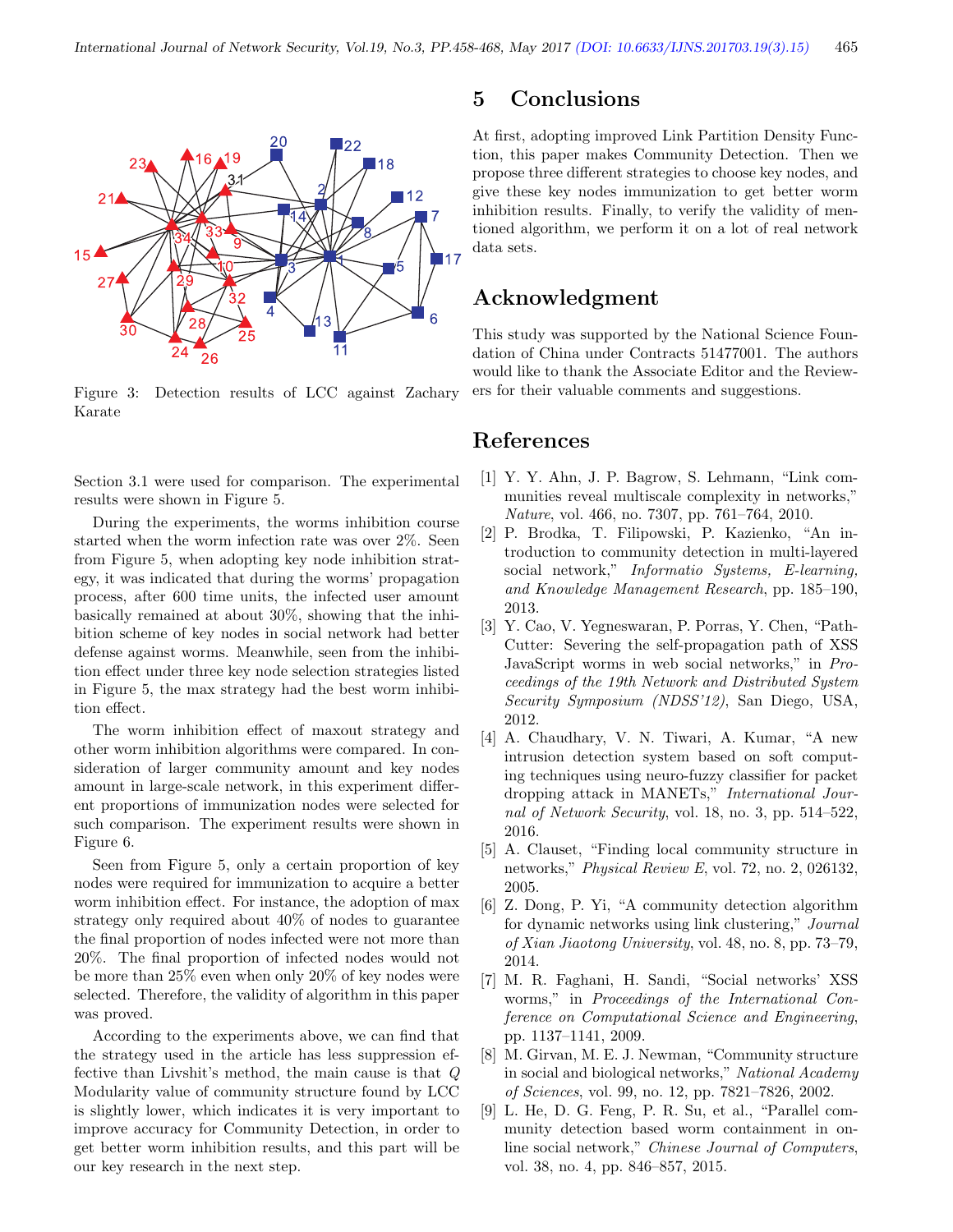Figure 3: Detection results of LCC against Zachary Karate

Section 3.1 were used for comparison. The experimental results were shown in Figure 5.

During the experiments, the worms inhibition course started when the worm infection rate was over 2%. Seen from Figure 5, when adopting key node inhibition strategy, it was indicated that during the worms' propagation process, after 600 time units, the infected user amount basically remained at about 30%, showing that the inhibition scheme of key nodes in social network had better defense against worms. Meanwhile, seen from the inhibition effect under three key node selection strategies listed in Figure 5, the max strategy had the best worm inhibition effect.

The worm inhibition effect of maxout strategy and other worm inhibition algorithms were compared. In consideration of larger community amount and key nodes amount in large-scale network, in this experiment different proportions of immunization nodes were selected for such comparison. The experiment results were shown in Figure 6.

Seen from Figure 5, only a certain proportion of key nodes were required for immunization to acquire a better worm inhibition effect. For instance, the adoption of max strategy only required about 40% of nodes to guarantee the final proportion of nodes infected were not more than 20%. The final proportion of infected nodes would not be more than 25% even when only 20% of key nodes were selected. Therefore, the validity of algorithm in this paper was proved.

According to the experiments above, we can find that the strategy used in the article has less suppression effective than Livshit's method, the main cause is that $Q$ Modularity value of community structure found by LCC is slightly lower, which indicates it is very important to improve accuracy for Community Detection, in order to get better worm inhibition results, and this part will be our key research in the next step.

## 5 Conclusions

At first, adopting improved Link Partition Density Function, this paper makes Community Detection. Then we propose three different strategies to choose key nodes, and give these key nodes immunization to get better worm inhibition results. Finally, to verify the validity of mentioned algorithm, we perform it on a lot of real network data sets.

## Acknowledgment

This study was supported by the National Science Foundation of China under Contracts 51477001. The authors would like to thank the Associate Editor and the Reviewers for their valuable comments and suggestions.

## References

[1] Y. Y. Ahn, J. P. Bagrow, S. Lehmann, "Link communities reveal multiscale complexity in networks," *Nature*, vol. 466, no. 7307, pp. 761–764, 2010.

[2] P. Brodka, T. Filipowski, P. Kazienko, "An introduction to community detection in multi-layered social network," *Informatio Systems, E-learning, and Knowledge Management Research*, pp. 185–190, 2013.

[3] Y. Cao, V. Yegneswaran, P. Porras, Y. Chen, "PathCutter: Severing the self-propagation path of XSS JavaScript worms in web social networks," in *Proceedings of the 19th Network and Distributed System Security Symposium (NDSS'12)*, San Diego, USA, 2012.

[4] A. Chaudhary, V. N. Tiwari, A. Kumar, "A new intrusion detection system based on soft computing techniques using neuro-fuzzy classifier for packet dropping attack in MANETs," *International Journal of Network Security*, vol. 18, no. 3, pp. 514–522, 2016.

[5] A. Clauset, "Finding local community structure in networks," *Physical Review E*, vol. 72, no. 2, 026132, 2005.

[6] Z. Dong, P. Yi, "A community detection algorithm for dynamic networks using link clustering," *Journal of Xian Jiaotong University*, vol. 48, no. 8, pp. 73–79, 2014.

[7] M. R. Faghani, H. Sandi, "Social networks' XSS worms," in *Proceedings of the International Conference on Computational Science and Engineering*, pp. 1137–1141, 2009.

[8] M. Girvan, M. E. J. Newman, "Community structure in social and biological networks," *National Academy of Sciences*, vol. 99, no. 12, pp. 7821–7826, 2002.

[9] L. He, D. G. Feng, P. R. Su, et al., "Parallel community detection based worm containment in online social network," *Chinese Journal of Computers*, vol. 38, no. 4, pp. 846–857, 2015.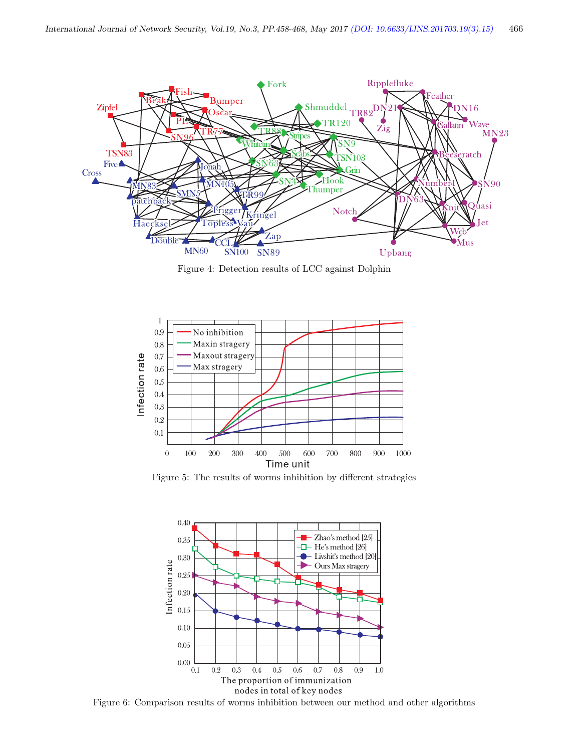Figure 4: Detection results of LCC against Dolphin

Figure 5: The results of worms inhibition by different strategies

Figure 6: Comparison results of worms inhibition between our method and other algorithms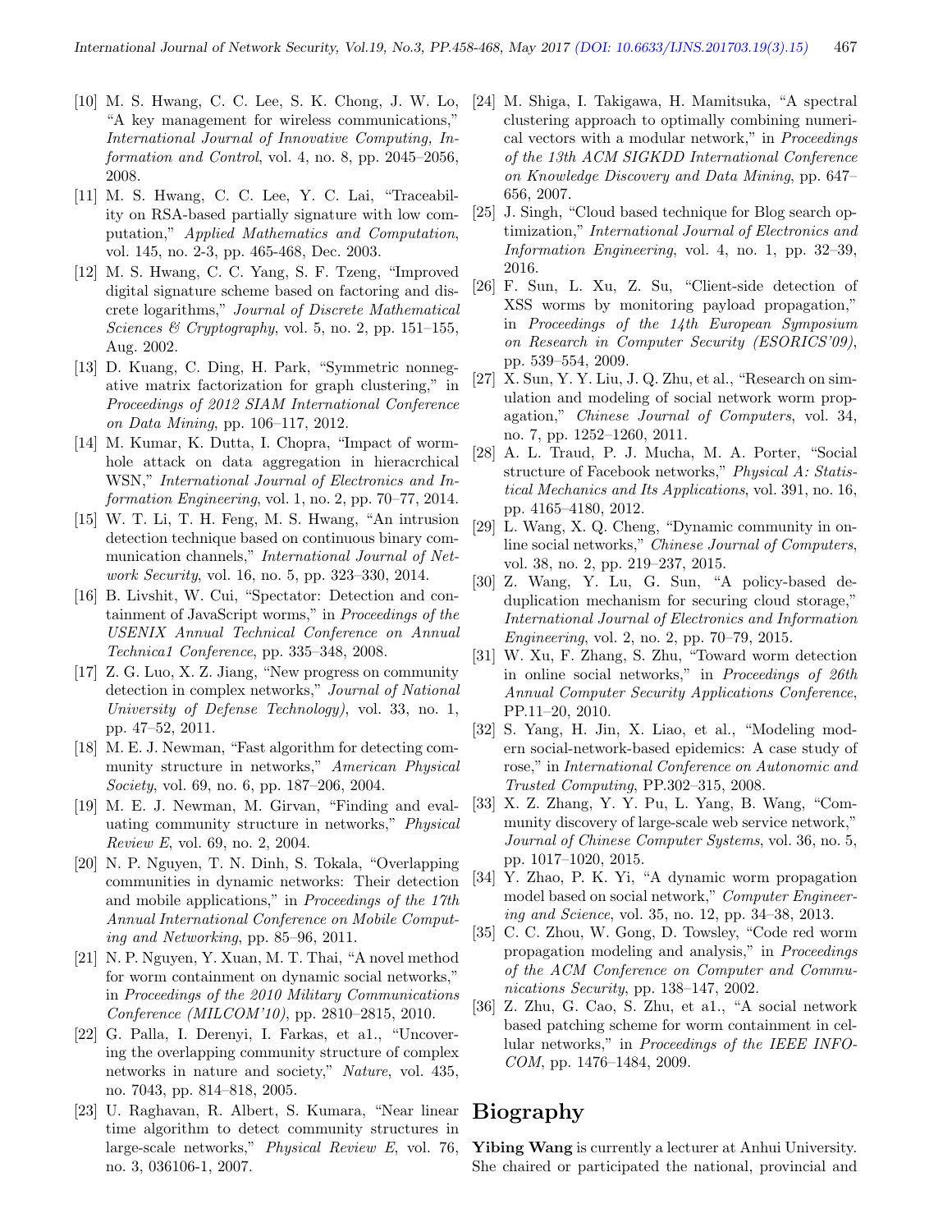[10] M. S. Hwang, C. C. Lee, S. K. Chong, J. W. Lo, "A key management for wireless communications," *International Journal of Innovative Computing, Information and Control*, vol. 4, no. 8, pp. 2045–2056, 2008.

[11] M. S. Hwang, C. C. Lee, Y. C. Lai, "Traceability on RSA-based partially signature with low computation," *Applied Mathematics and Computation*, vol. 145, no. 2-3, pp. 465-468, Dec. 2003.

[12] M. S. Hwang, C. C. Yang, S. F. Tzeng, "Improved digital signature scheme based on factoring and discrete logarithms," *Journal of Discrete Mathematical Sciences & Cryptography*, vol. 5, no. 2, pp. 151–155, Aug. 2002.

[13] D. Kuang, C. Ding, H. Park, "Symmetric nonnegative matrix factorization for graph clustering," in *Proceedings of 2012 SIAM International Conference on Data Mining*, pp. 106–117, 2012.

[14] M. Kumar, K. Dutta, I. Chopra, "Impact of wormhole attack on data aggregation in hieracrchical WSN," *International Journal of Electronics and Information Engineering*, vol. 1, no. 2, pp. 70–77, 2014.

[15] W. T. Li, T. H. Feng, M. S. Hwang, "An intrusion detection technique based on continuous binary communication channels," *International Journal of Network Security*, vol. 16, no. 5, pp. 323–330, 2014.

[16] B. Livshit, W. Cui, "Spectator: Detection and containment of JavaScript worms," in *Proceedings of the USENIX Annual Technical Conference on Annual Technica1 Conference*, pp. 335–348, 2008.

[17] Z. G. Luo, X. Z. Jiang, "New progress on community detection in complex networks," *Journal of National University of Defense Technology)*, vol. 33, no. 1, pp. 47–52, 2011.

[18] M. E. J. Newman, "Fast algorithm for detecting community structure in networks," *American Physical Society*, vol. 69, no. 6, pp. 187–206, 2004.

[19] M. E. J. Newman, M. Girvan, "Finding and evaluating community structure in networks," *Physical Review E*, vol. 69, no. 2, 2004.

[20] N. P. Nguyen, T. N. Dinh, S. Tokala, "Overlapping communities in dynamic networks: Their detection and mobile applications," in *Proceedings of the 17th Annual International Conference on Mobile Computing and Networking*, pp. 85–96, 2011.

[21] N. P. Nguyen, Y. Xuan, M. T. Thai, "A novel method for worm containment on dynamic social networks," in *Proceedings of the 2010 Military Communications Conference (MILCOM'10)*, pp. 2810–2815, 2010.

[22] G. Palla, I. Derenyi, I. Farkas, et a1., "Uncovering the overlapping community structure of complex networks in nature and society," *Nature*, vol. 435, no. 7043, pp. 814–818, 2005.

[23] U. Raghavan, R. Albert, S. Kumara, "Near linear time algorithm to detect community structures in large-scale networks," *Physical Review E*, vol. 76, no. 3, 036106-1, 2007.

[24] M. Shiga, I. Takigawa, H. Mamitsuka, "A spectral clustering approach to optimally combining numerical vectors with a modular network," in *Proceedings of the 13th ACM SIGKDD International Conference on Knowledge Discovery and Data Mining*, pp. 647–656, 2007.

[25] J. Singh, "Cloud based technique for Blog search optimization," *International Journal of Electronics and Information Engineering*, vol. 4, no. 1, pp. 32–39, 2016.

[26] F. Sun, L. Xu, Z. Su, "Client-side detection of XSS worms by monitoring payload propagation," in *Proceedings of the 14th European Symposium on Research in Computer Security (ESORICS'09)*, pp. 539–554, 2009.

[27] X. Sun, Y. Y. Liu, J. Q. Zhu, et al., "Research on simulation and modeling of social network worm propagation," *Chinese Journal of Computers*, vol. 34, no. 7, pp. 1252–1260, 2011.

[28] A. L. Traud, P. J. Mucha, M. A. Porter, "Social structure of Facebook networks," *Physical A: Statistical Mechanics and Its Applications*, vol. 391, no. 16, pp. 4165–4180, 2012.

[29] L. Wang, X. Q. Cheng, "Dynamic community in online social networks," *Chinese Journal of Computers*, vol. 38, no. 2, pp. 219–237, 2015.

[30] Z. Wang, Y. Lu, G. Sun, "A policy-based deduplication mechanism for securing cloud storage," *International Journal of Electronics and Information Engineering*, vol. 2, no. 2, pp. 70–79, 2015.

[31] W. Xu, F. Zhang, S. Zhu, "Toward worm detection in online social networks," in *Proceedings of 26th Annual Computer Security Applications Conference*, PP.11–20, 2010.

[32] S. Yang, H. Jin, X. Liao, et al., "Modeling modern social-network-based epidemics: A case study of rose," in *International Conference on Autonomic and Trusted Computing*, PP.302–315, 2008.

[33] X. Z. Zhang, Y. Y. Pu, L. Yang, B. Wang, "Community discovery of large-scale web service network," *Journal of Chinese Computer Systems*, vol. 36, no. 5, pp. 1017–1020, 2015.

[34] Y. Zhao, P. K. Yi, "A dynamic worm propagation model based on social network," *Computer Engineering and Science*, vol. 35, no. 12, pp. 34–38, 2013.

[35] C. C. Zhou, W. Gong, D. Towsley, "Code red worm propagation modeling and analysis," in *Proceedings of the ACM Conference on Computer and Communications Security*, pp. 138–147, 2002.

[36] Z. Zhu, G. Cao, S. Zhu, et a1., "A social network based patching scheme for worm containment in cellular networks," in *Proceedings of the IEEE INFOCOM*, pp. 1476–1484, 2009.

# Biography

**Yibing Wang** is currently a lecturer at Anhui University. She chaired or participated the national, provincial and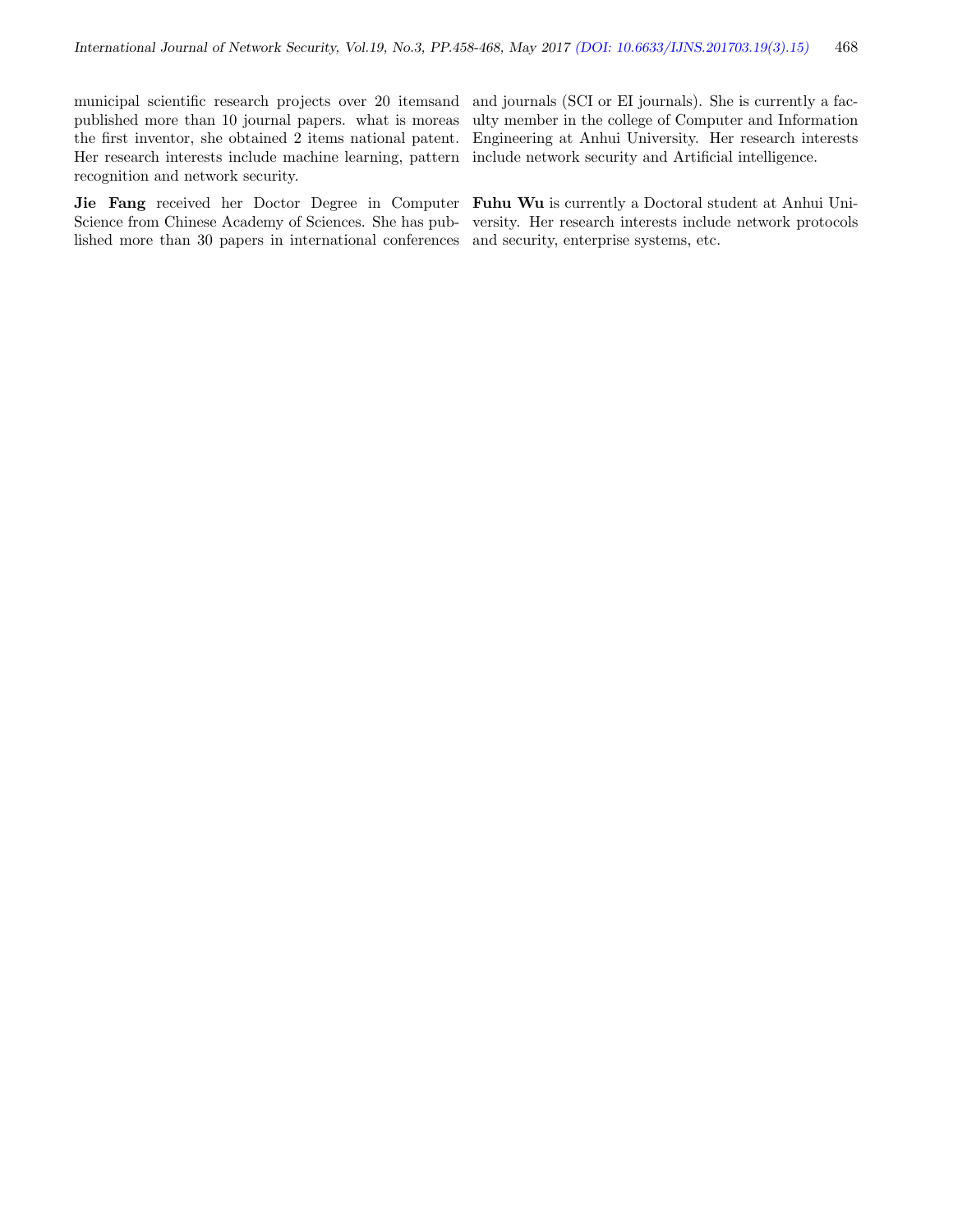municipal scientific research projects over 20 itemsand published more than 10 journal papers. what is moreas the first inventor, she obtained 2 items national patent. Her research interests include machine learning, pattern recognition and network security.

**Jie Fang** received her Doctor Degree in Computer Science from Chinese Academy of Sciences. She has published more than 30 papers in international conferences and journals (SCI or EI journals). She is currently a faculty member in the college of Computer and Information Engineering at Anhui University. Her research interests include network security and Artificial intelligence.

**Fuhu Wu** is currently a Doctoral student at Anhui University. Her research interests include network protocols and security, enterprise systems, etc.